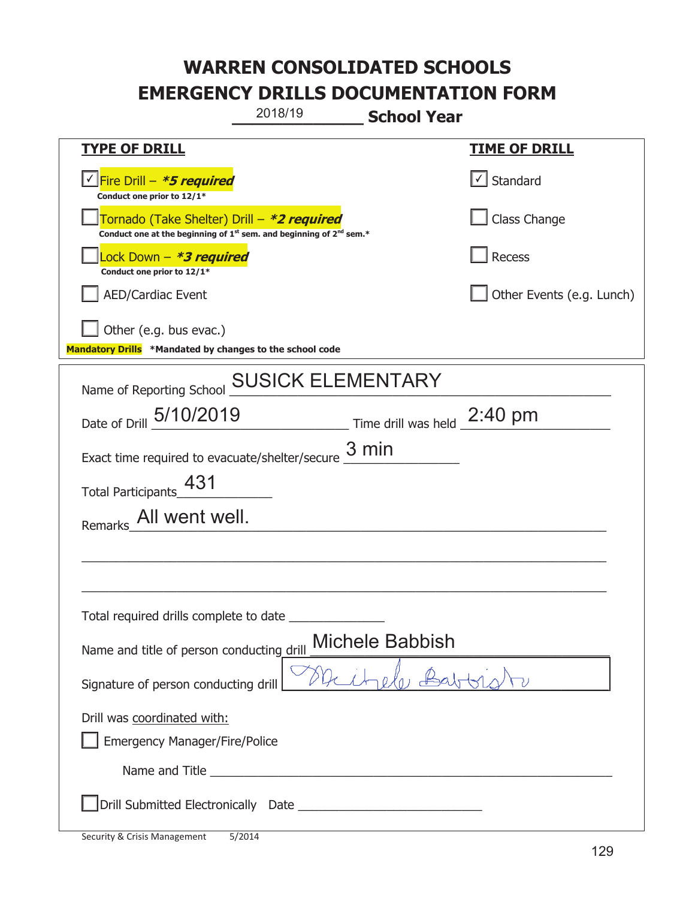# WARREN CONSOLIDATED SCHOOLS
# EMERGENCY DRILLS DOCUMENTATION FORM

2018/19 **School Year**

| **TYPE OF DRILL** | **TIME OF DRILL** |
|---|---|
| ☑ Fire Drill – ***5 required*** <br> **Conduct one prior to 12/1*** | ☑ Standard |
| ☐ Tornado (Take Shelter) Drill – ***2 required*** <br> **Conduct one at the beginning of 1st sem. and beginning of 2nd sem.*** | ☐ Class Change |
| ☐ Lock Down – ***3 required*** <br> **Conduct one prior to 12/1*** | ☐ Recess |
| ☐ AED/Cardiac Event | ☐ Other Events (e.g. Lunch) |
| ☐ Other (e.g. bus evac.) | |

**Mandatory Drills** **\*Mandated by changes to the school code**

Name of Reporting School: SUSICK ELEMENTARY

Date of Drill: 5/10/2019 Time drill was held: 2:40 pm

Exact time required to evacuate/shelter/secure: 3 min

Total Participants: 431

Remarks: All went well.

Total required drills complete to date: ______________

Name and title of person conducting drill: Michele Babbish

Signature of person conducting drill: *Michele Babbish*

Drill was coordinated with:

☐ Emergency Manager/Fire/Police

Name and Title ______________________________

☐ Drill Submitted Electronically Date ______________________

Security & Crisis Management 5/2014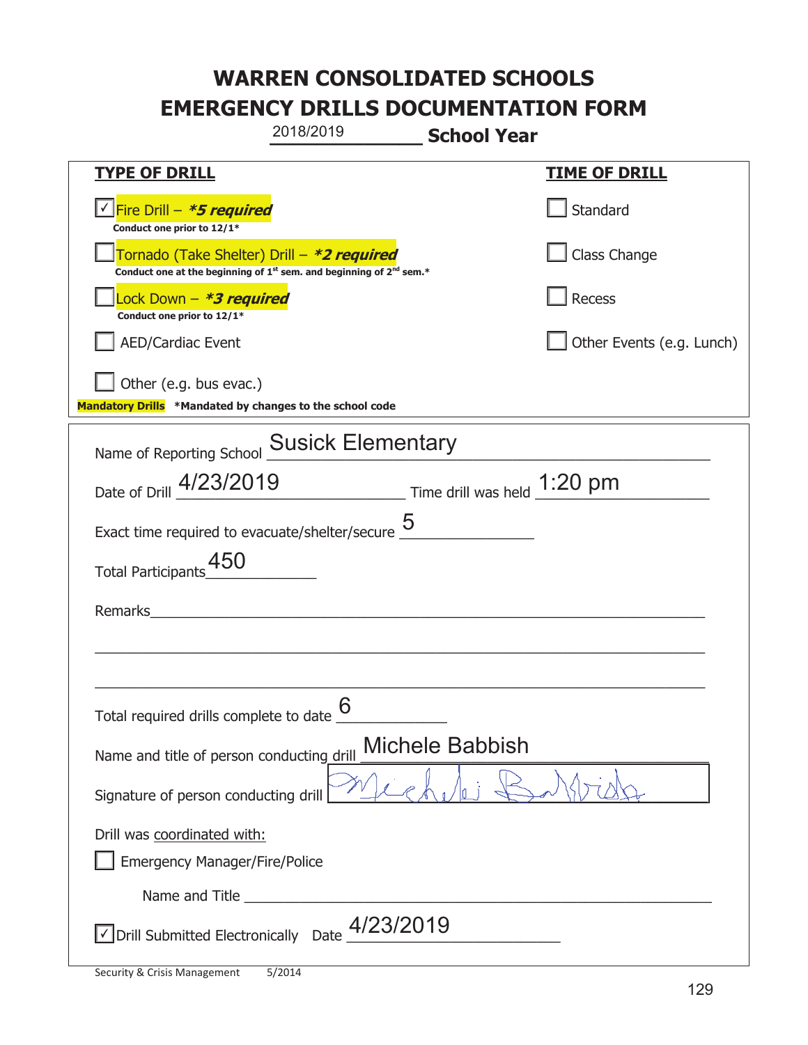# WARREN CONSOLIDATED SCHOOLS
# EMERGENCY DRILLS DOCUMENTATION FORM

2018/2019 **School Year**

| **TYPE OF DRILL** | **TIME OF DRILL** |
|---|---|
| ☑ Fire Drill – ***5 required*** <br> **Conduct one prior to 12/1*** | ☐ Standard |
| ☐ Tornado (Take Shelter) Drill – ***2 required*** <br> **Conduct one at the beginning of 1st sem. and beginning of 2nd sem.*** | ☐ Class Change |
| ☐ Lock Down – ***3 required*** <br> **Conduct one prior to 12/1*** | ☐ Recess |
| ☐ AED/Cardiac Event | ☐ Other Events (e.g. Lunch) |
| ☐ Other (e.g. bus evac.) | |

**Mandatory Drills** **\*Mandated by changes to the school code**

Name of Reporting School: Susick Elementary

Date of Drill: 4/23/2019 Time drill was held: 1:20 pm

Exact time required to evacuate/shelter/secure: 5

Total Participants: 450

Remarks: ______________________________

Total required drills complete to date: 6

Name and title of person conducting drill: Michele Babbish

Signature of person conducting drill: [signature]

Drill was coordinated with:

☐ Emergency Manager/Fire/Police

Name and Title ______________________________

☑ Drill Submitted Electronically Date: 4/23/2019

Security & Crisis Management 5/2014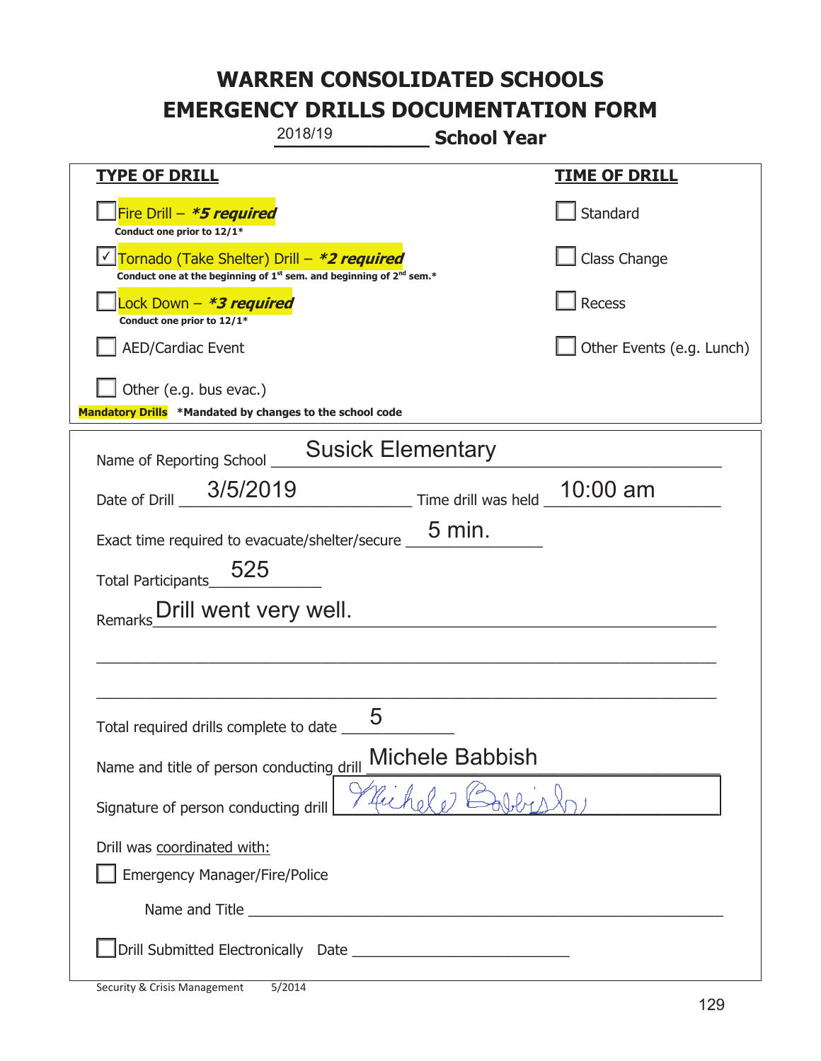# WARREN CONSOLIDATED SCHOOLS
# EMERGENCY DRILLS DOCUMENTATION FORM

2018/19 **School Year**

| **TYPE OF DRILL** | **TIME OF DRILL** |
|---|---|
| ☐ Fire Drill – ***5 required*** <br> **Conduct one prior to 12/1*** | ☐ Standard |
| ☑ Tornado (Take Shelter) Drill – ***2 required*** <br> **Conduct one at the beginning of 1st sem. and beginning of 2nd sem.*** | ☐ Class Change |
| ☐ Lock Down – ***3 required*** <br> **Conduct one prior to 12/1*** | ☐ Recess |
| ☐ AED/Cardiac Event | ☐ Other Events (e.g. Lunch) |
| ☐ Other (e.g. bus evac.) | |

**Mandatory Drills** ***Mandated by changes to the school code**

Name of Reporting School: Susick Elementary

Date of Drill: 3/5/2019 Time drill was held: 10:00 am

Exact time required to evacuate/shelter/secure: 5 min.

Total Participants: 525

Remarks: Drill went very well.

Total required drills complete to date: 5

Name and title of person conducting drill: Michele Babbish

Signature of person conducting drill: Michele Babbish

Drill was coordinated with:

☐ Emergency Manager/Fire/Police

Name and Title: ______

☐ Drill Submitted Electronically Date: ______

Security & Crisis Management 5/2014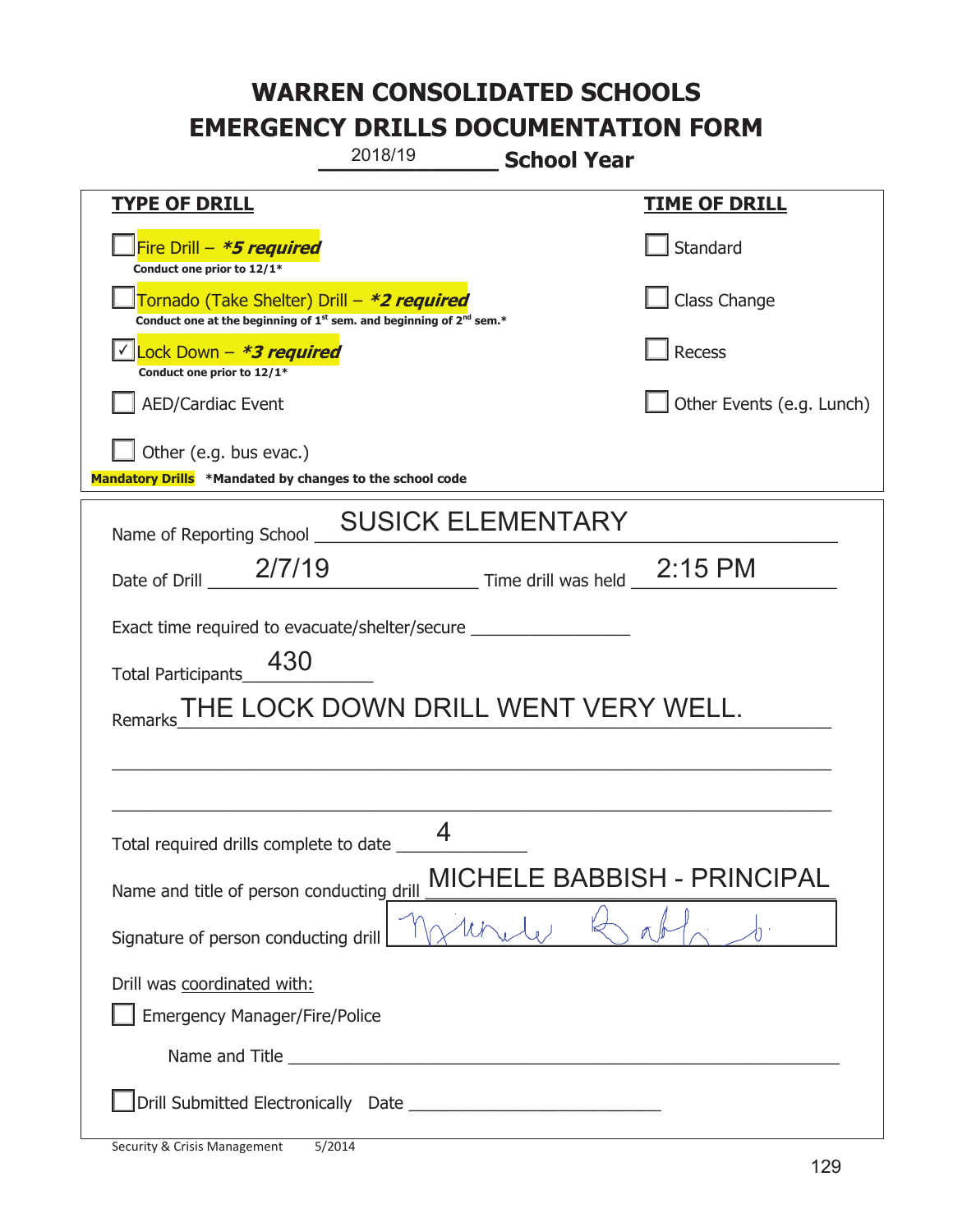# WARREN CONSOLIDATED SCHOOLS
# EMERGENCY DRILLS DOCUMENTATION FORM

2018/19 **School Year**

| **TYPE OF DRILL** | **TIME OF DRILL** |
|---|---|
| ☐ Fire Drill – ***\*5 required*** <br> **Conduct one prior to 12/1\*** | ☐ Standard |
| ☐ Tornado (Take Shelter) Drill – ***\*2 required*** <br> **Conduct one at the beginning of 1st sem. and beginning of 2nd sem.\*** | ☐ Class Change |
| ☑ Lock Down – ***\*3 required*** <br> **Conduct one prior to 12/1\*** | ☐ Recess |
| ☐ AED/Cardiac Event | ☐ Other Events (e.g. Lunch) |
| ☐ Other (e.g. bus evac.) | |

**Mandatory Drills** **\*Mandated by changes to the school code**

Name of Reporting School: SUSICK ELEMENTARY

Date of Drill: 2/7/19 Time drill was held: 2:15 PM

Exact time required to evacuate/shelter/secure: ____________

Total Participants: 430

Remarks: THE LOCK DOWN DRILL WENT VERY WELL.

Total required drills complete to date: 4

Name and title of person conducting drill: MICHELE BABBISH - PRINCIPAL

Signature of person conducting drill: [signature]

Drill was coordinated with:

☐ Emergency Manager/Fire/Police

Name and Title ____________

☐ Drill Submitted Electronically Date ____________

Security & Crisis Management 5/2014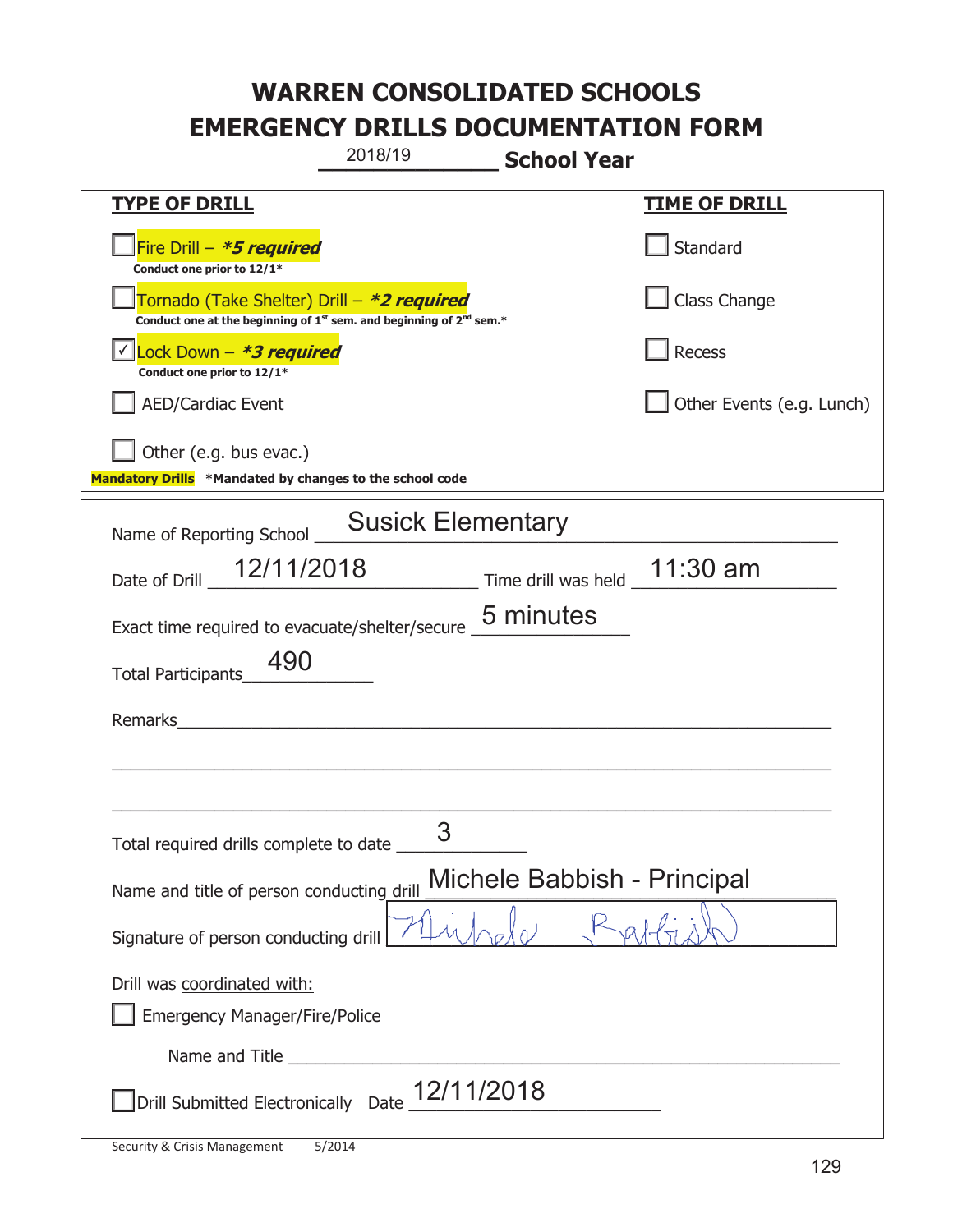# WARREN CONSOLIDATED SCHOOLS
# EMERGENCY DRILLS DOCUMENTATION FORM

2018/19 **School Year**

| **TYPE OF DRILL** | **TIME OF DRILL** |
|---|---|
| ☐ Fire Drill – ***5 required*** <br> **Conduct one prior to 12/1*** | ☐ Standard |
| ☐ Tornado (Take Shelter) Drill – ***2 required*** <br> **Conduct one at the beginning of 1st sem. and beginning of 2nd sem.*** | ☐ Class Change |
| ☑ Lock Down – ***3 required*** <br> **Conduct one prior to 12/1*** | ☐ Recess |
| ☐ AED/Cardiac Event | ☐ Other Events (e.g. Lunch) |
| ☐ Other (e.g. bus evac.) | |

**Mandatory Drills** ***Mandated by changes to the school code**

Name of Reporting School: Susick Elementary

Date of Drill: 12/11/2018 Time drill was held: 11:30 am

Exact time required to evacuate/shelter/secure: 5 minutes

Total Participants: 490

Remarks: ______________________________

Total required drills complete to date: 3

Name and title of person conducting drill: Michele Babbish - Principal

Signature of person conducting drill: *Michele Babbish*

Drill was coordinated with:

☐ Emergency Manager/Fire/Police

Name and Title ______________________________

☐ Drill Submitted Electronically Date: 12/11/2018

Security & Crisis Management 5/2014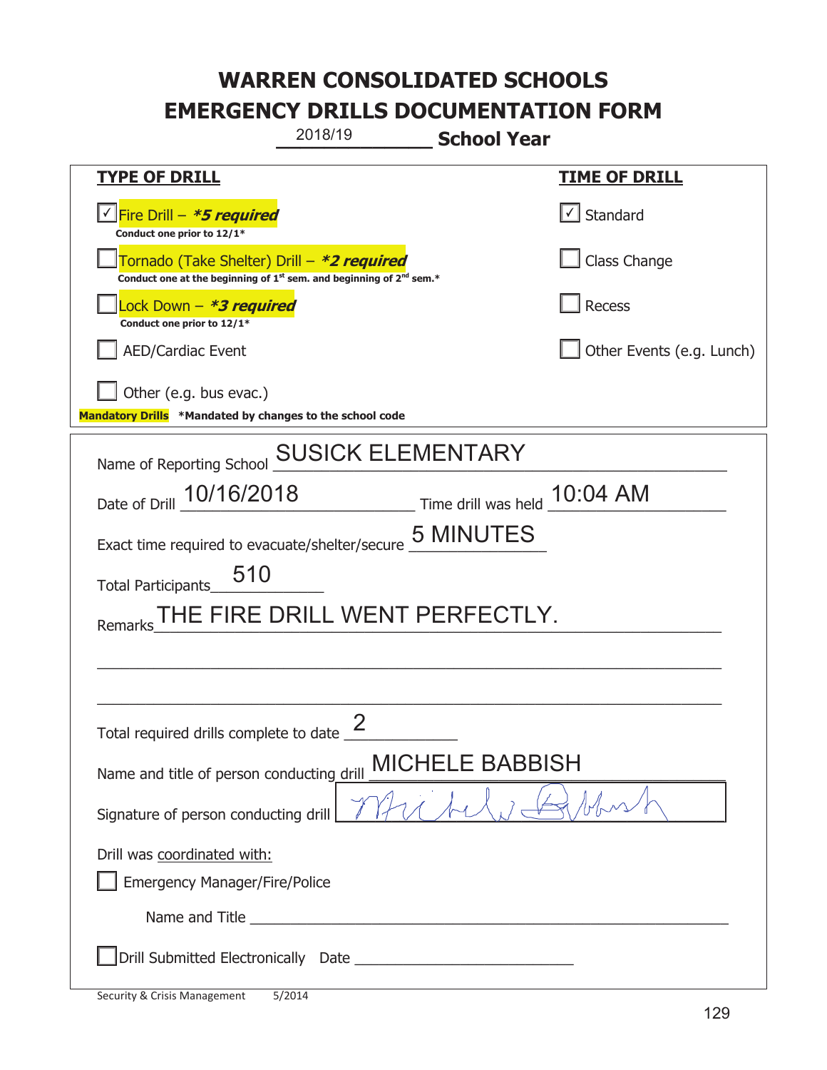# WARREN CONSOLIDATED SCHOOLS
# EMERGENCY DRILLS DOCUMENTATION FORM

2018/19 **School Year**

| **TYPE OF DRILL** | **TIME OF DRILL** |
|---|---|
| ☑ Fire Drill – ***5 required*** <br> **Conduct one prior to 12/1*** | ☑ Standard |
| ☐ Tornado (Take Shelter) Drill – ***2 required*** <br> **Conduct one at the beginning of 1st sem. and beginning of 2nd sem.*** | ☐ Class Change |
| ☐ Lock Down – ***3 required*** <br> **Conduct one prior to 12/1*** | ☐ Recess |
| ☐ AED/Cardiac Event | ☐ Other Events (e.g. Lunch) |
| ☐ Other (e.g. bus evac.) | |

**Mandatory Drills** ***Mandated by changes to the school code**

Name of Reporting School: SUSICK ELEMENTARY

Date of Drill: 10/16/2018 Time drill was held: 10:04 AM

Exact time required to evacuate/shelter/secure: 5 MINUTES

Total Participants: 510

Remarks: THE FIRE DRILL WENT PERFECTLY.

Total required drills complete to date: 2

Name and title of person conducting drill: MICHELE BABBISH

Signature of person conducting drill: Michele Babbish

Drill was coordinated with:

☐ Emergency Manager/Fire/Police

Name and Title ______________________________

☐ Drill Submitted Electronically Date ______________________________

Security & Crisis Management 5/2014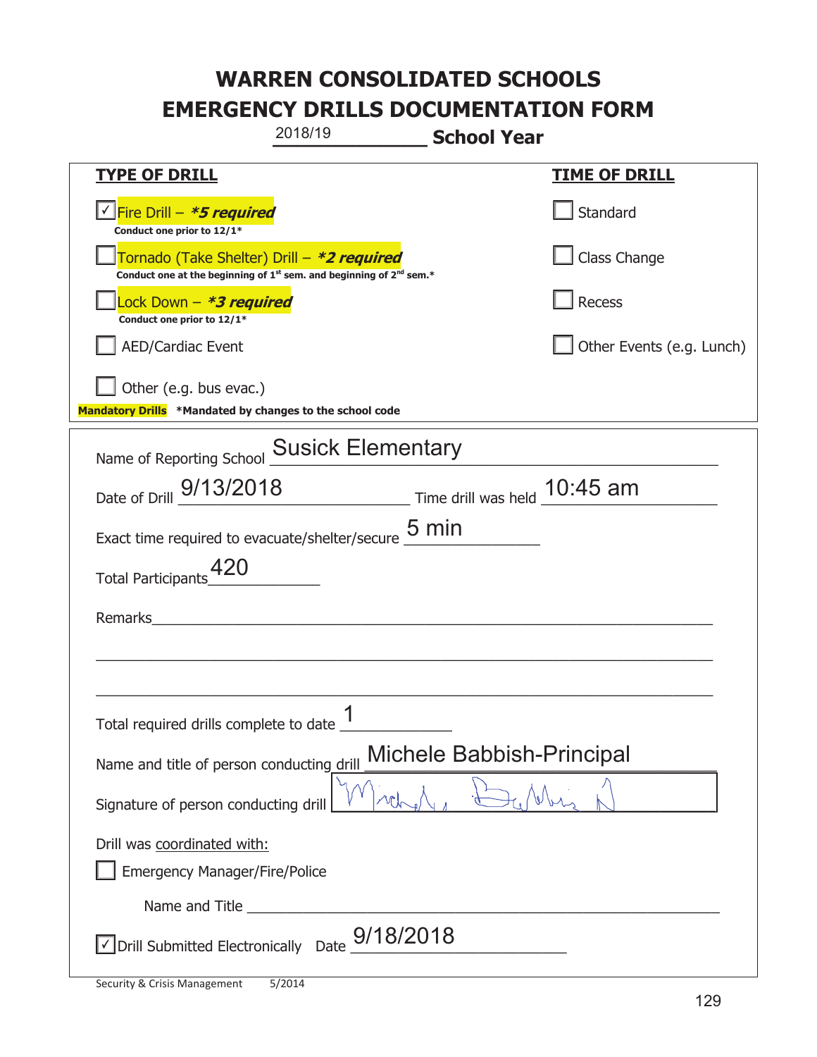# WARREN CONSOLIDATED SCHOOLS
# EMERGENCY DRILLS DOCUMENTATION FORM

2018/19 **School Year**

| **TYPE OF DRILL** | **TIME OF DRILL** |
|---|---|
| ☑ Fire Drill – ***5 required*** <br> **Conduct one prior to 12/1*** | ☐ Standard |
| ☐ Tornado (Take Shelter) Drill – ***2 required*** <br> **Conduct one at the beginning of 1st sem. and beginning of 2nd sem.*** | ☐ Class Change |
| ☐ Lock Down – ***3 required*** <br> **Conduct one prior to 12/1*** | ☐ Recess |
| ☐ AED/Cardiac Event | ☐ Other Events (e.g. Lunch) |
| ☐ Other (e.g. bus evac.) | |

**Mandatory Drills** **\*Mandated by changes to the school code**

Name of Reporting School: Susick Elementary

Date of Drill: 9/13/2018 Time drill was held: 10:45 am

Exact time required to evacuate/shelter/secure: 5 min

Total Participants: 420

Remarks: \_\_\_\_\_\_\_\_\_\_\_\_\_\_\_\_\_\_\_\_\_\_\_\_\_\_\_\_\_\_\_\_\_\_\_\_\_\_\_\_

Total required drills complete to date: 1

Name and title of person conducting drill: Michele Babbish-Principal

Signature of person conducting drill: [signature]

Drill was coordinated with:

☐ Emergency Manager/Fire/Police

Name and Title \_\_\_\_\_\_\_\_\_\_\_\_\_\_\_\_\_\_\_\_\_\_\_\_\_\_\_\_\_\_\_\_\_\_\_\_\_\_\_\_

☑ Drill Submitted Electronically Date: 9/18/2018

Security & Crisis Management 5/2014